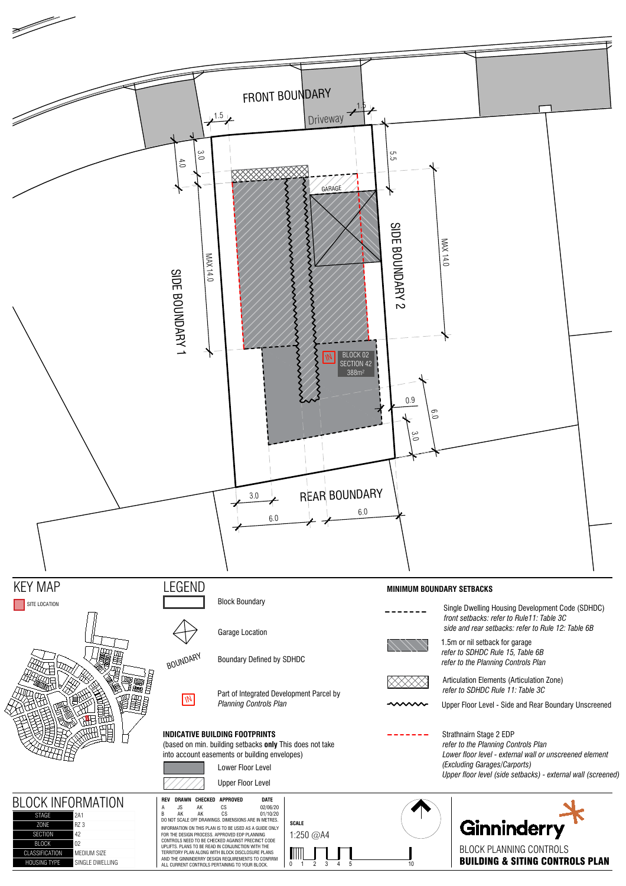FRONT BOUNDARY

Driveway

1.5

1.5

4.0

3.0

5.5

GARAGE

SIDE BOUNDARY 1

MAX 14.0

SIDE BOUNDARY 2

MAX 14.0

BLOCK 02
SECTION 42
388m²

IN

0.9

6.0

3.0

3.0

REAR BOUNDARY

6.0

6.0

## KEY MAP

SITE LOCATION

## LEGEND

- Block Boundary
- Garage Location
- BOUNDARY — Boundary Defined by SDHDC
- IN — Part of Integrated Development Parcel by *Planning Controls Plan*

**INDICATIVE BUILDING FOOTPRINTS**
(based on min. building setbacks **only** This does not take into account easements or building envelopes)

- Lower Floor Level
- Upper Floor Level

**MINIMUM BOUNDARY SETBACKS**

- Single Dwelling Housing Development Code (SDHDC)
  *front setbacks: refer to Rule11: Table 3C*
  *side and rear setbacks: refer to Rule 12: Table 6B*
- 1.5m or nil setback for garage
  *refer to SDHDC Rule 15, Table 6B*
  *refer to the Planning Controls Plan*
- Articulation Elements (Articulation Zone)
  *refer to SDHDC Rule 11: Table 3C*
- Upper Floor Level - Side and Rear Boundary Unscreened
- Strathnairn Stage 2 EDP
  *refer to the Planning Controls Plan*
  *Lower floor level - external wall or unscreened element (Excluding Garages/Carports)*
  *Upper floor level (side setbacks) - external wall (screened)*

## BLOCK INFORMATION

| | |
|---|---|
| STAGE | 2A1 |
| ZONE | RZ 3 |
| SECTION | 42 |
| BLOCK | 02 |
| CLASSIFICATION | MEDIUM SIZE |
| HOUSING TYPE | SINGLE DWELLING |

| REV | DRAWN | CHECKED | APPROVED | DATE |
|---|---|---|---|---|
| A | JS | AK | CS | 02/06/20 |
| B | AK | AK | CS | 01/10/20 |

DO NOT SCALE OFF DRAWINGS. DIMENSIONS ARE IN METRES.

INFORMATION ON THIS PLAN IS TO BE USED AS A GUIDE ONLY FOR THE DESIGN PROCESS. APPROVED EDP PLANNING CONTROLS NEED TO BE CHECKED AGAINST PRECINCT CODE UPLIFTS. PLANS TO BE READ IN CONJUNCTION WITH THE TERRITORY PLAN ALONG WITH BLOCK DISCLOSURE PLANS AND THE GINNINDERRY DESIGN REQUIREMENTS TO CONFIRM ALL CURRENT CONTROLS PERTAINING TO YOUR BLOCK.

**SCALE**

1:250 @A4

0 1 2 3 4 5 10

Ginninderry

BLOCK PLANNING CONTROLS

**BUILDING & SITING CONTROLS PLAN**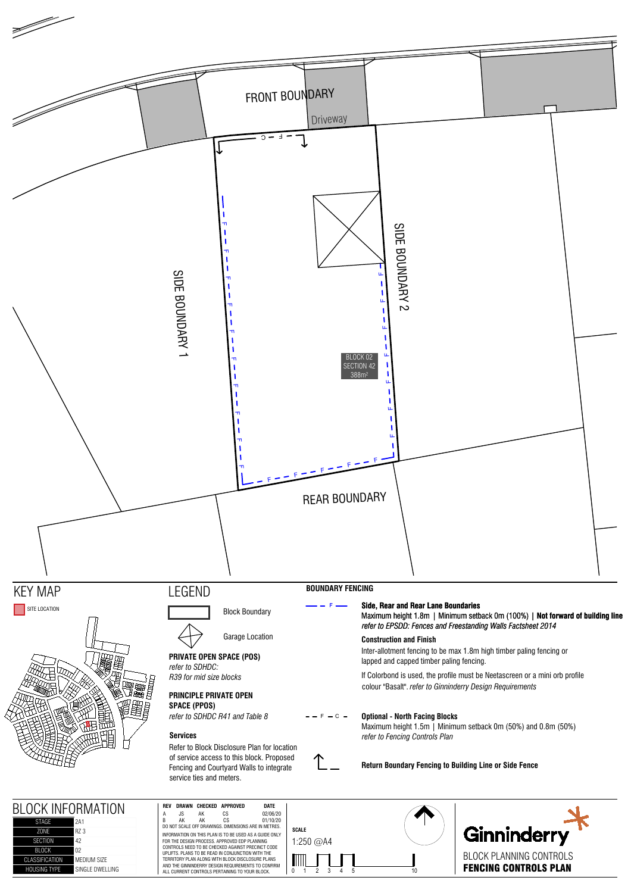FRONT BOUNDARY

Driveway

SIDE BOUNDARY 1

SIDE BOUNDARY 2

BLOCK 02
SECTION 42
388m²

REAR BOUNDARY

## KEY MAP

SITE LOCATION

## LEGEND

Block Boundary

Garage Location

**PRIVATE OPEN SPACE (POS)**
*refer to SDHDC:*
*R39 for mid size blocks*

**PRINCIPLE PRIVATE OPEN SPACE (PPOS)**
*refer to SDHDC R41 and Table 8*

**Services**

Refer to Block Disclosure Plan for location of service access to this block. Proposed Fencing and Courtyard Walls to integrate service ties and meters.

## BOUNDARY FENCING

**Side, Rear and Rear Lane Boundaries**
Maximum height 1.8m | Minimum setback 0m (100%) | **Not forward of building line**
*refer to EPSDD: Fences and Freestanding Walls Factsheet 2014*

**Construction and Finish**
Inter-allotment fencing to be max 1.8m high timber paling fencing or lapped and capped timber paling fencing.

If Colorbond is used, the profile must be Neetascreen or a mini orb profile colour "Basalt". *refer to Ginninderry Design Requirements*

**Optional - North Facing Blocks**
Maximum height 1.5m | Minimum setback 0m (50%) and 0.8m (50%)
*refer to Fencing Controls Plan*

**Return Boundary Fencing to Building Line or Side Fence**

## BLOCK INFORMATION

| | |
|---|---|
| STAGE | 2A1 |
| ZONE | RZ 3 |
| SECTION | 42 |
| BLOCK | 02 |
| CLASSIFICATION | MEDIUM SIZE |
| HOUSING TYPE | SINGLE DWELLING |

| REV | DRAWN | CHECKED | APPROVED | DATE |
|---|---|---|---|---|
| A | JS | AK | CS | 02/06/20 |
| B | AK | AK | CS | 01/10/20 |

DO NOT SCALE OFF DRAWINGS. DIMENSIONS ARE IN METRES.

INFORMATION ON THIS PLAN IS TO BE USED AS A GUIDE ONLY FOR THE DESIGN PROCESS. APPROVED EDP PLANNING CONTROLS NEED TO BE CHECKED AGAINST PRECINCT CODE UPLIFTS. PLANS TO BE READ IN CONJUNCTION WITH THE TERRITORY PLAN ALONG WITH BLOCK DISCLOSURE PLANS AND THE GINNINDERRY DESIGN REQUIREMENTS TO CONFIRM ALL CURRENT CONTROLS PERTAINING TO YOUR BLOCK.

**SCALE**
1:250 @A4

0 1 2 3 4 5 10

Ginninderry

BLOCK PLANNING CONTROLS
**FENCING CONTROLS PLAN**